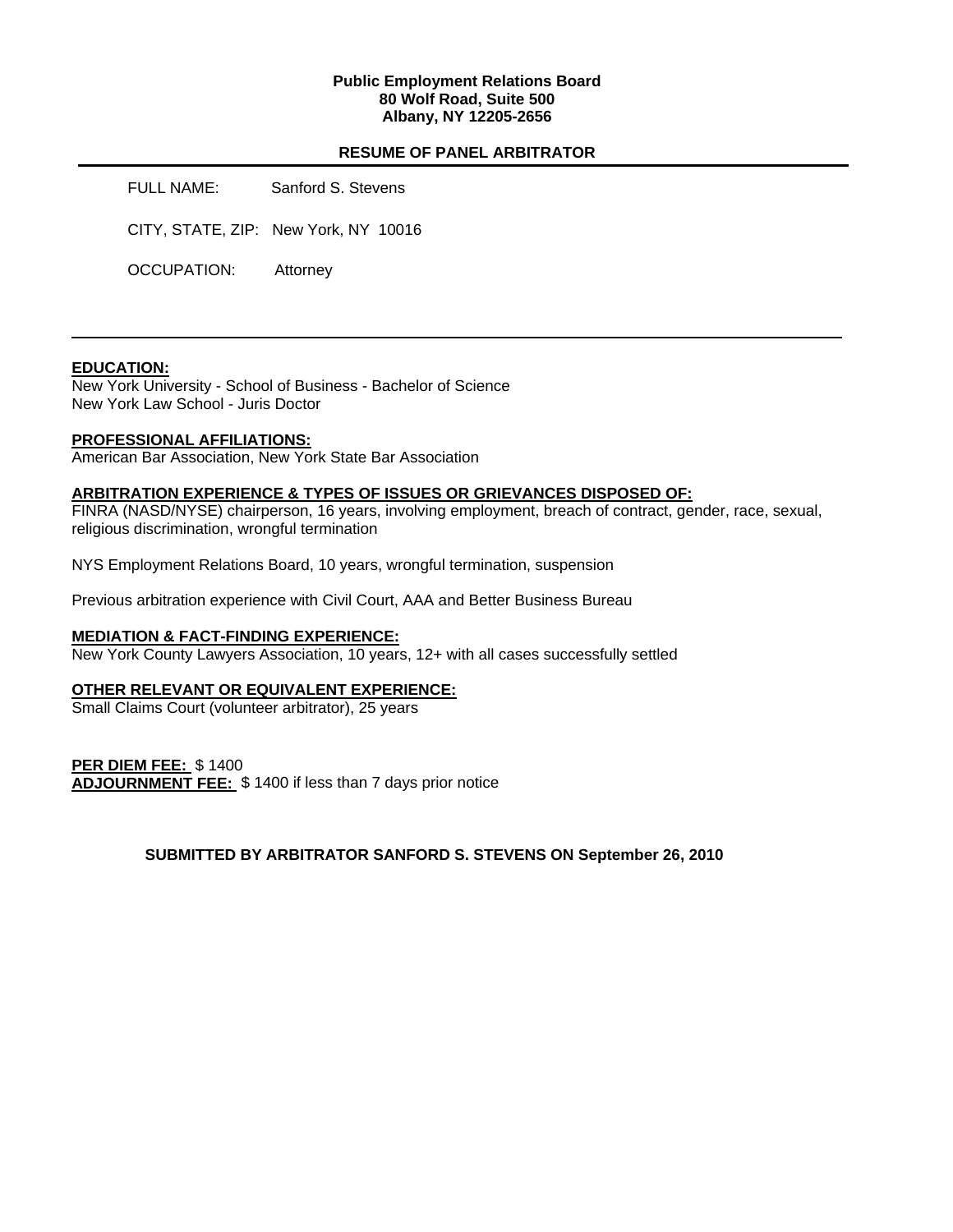**Public Employment Relations Board**
**80 Wolf Road, Suite 500**
**Albany, NY 12205-2656**

## RESUME OF PANEL ARBITRATOR

---

FULL NAME: Sanford S. Stevens

CITY, STATE, ZIP: New York, NY 10016

OCCUPATION: Attorney

---

**EDUCATION:**
New York University - School of Business - Bachelor of Science
New York Law School - Juris Doctor

**PROFESSIONAL AFFILIATIONS:**
American Bar Association, New York State Bar Association

**ARBITRATION EXPERIENCE & TYPES OF ISSUES OR GRIEVANCES DISPOSED OF:**
FINRA (NASD/NYSE) chairperson, 16 years, involving employment, breach of contract, gender, race, sexual, religious discrimination, wrongful termination

NYS Employment Relations Board, 10 years, wrongful termination, suspension

Previous arbitration experience with Civil Court, AAA and Better Business Bureau

**MEDIATION & FACT-FINDING EXPERIENCE:**
New York County Lawyers Association, 10 years, 12+ with all cases successfully settled

**OTHER RELEVANT OR EQUIVALENT EXPERIENCE:**
Small Claims Court (volunteer arbitrator), 25 years

**PER DIEM FEE:** $ 1400
**ADJOURNMENT FEE:** $ 1400 if less than 7 days prior notice

**SUBMITTED BY ARBITRATOR SANFORD S. STEVENS ON September 26, 2010**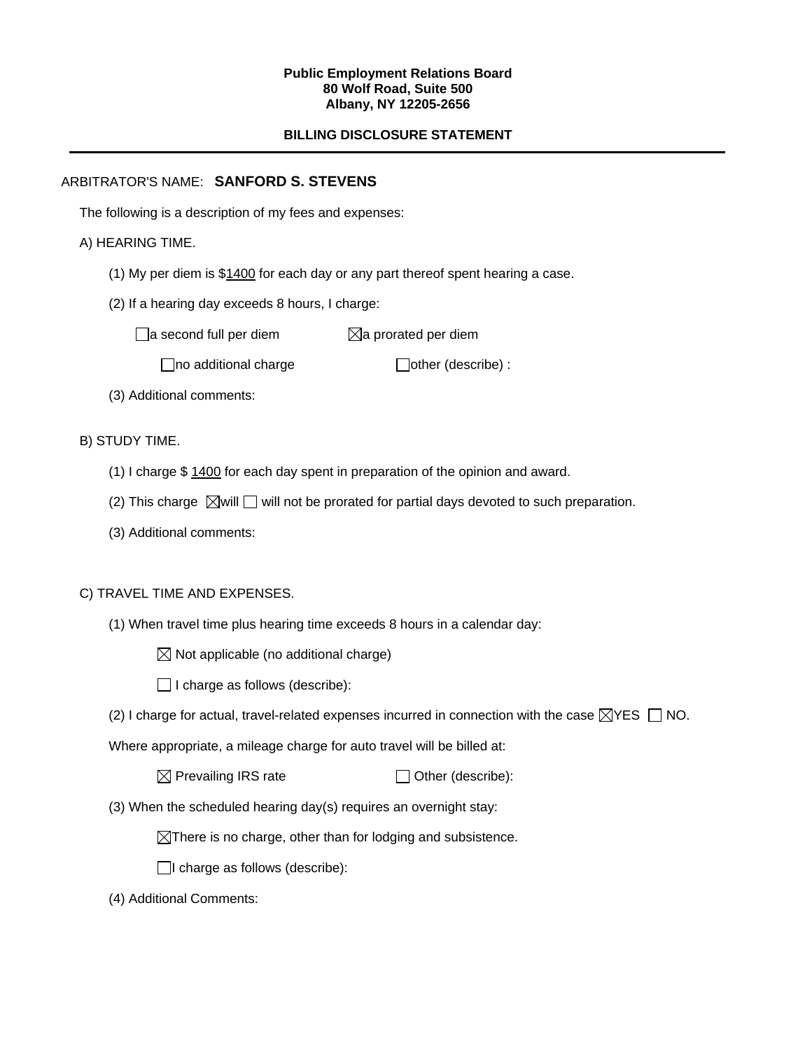**Public Employment Relations Board**
**80 Wolf Road, Suite 500**
**Albany, NY 12205-2656**

**BILLING DISCLOSURE STATEMENT**

---

ARBITRATOR'S NAME: **SANFORD S. STEVENS**

The following is a description of my fees and expenses:

A) HEARING TIME.

(1) My per diem is $1400 for each day or any part thereof spent hearing a case.

(2) If a hearing day exceeds 8 hours, I charge:

☐ a second full per diem ☒ a prorated per diem

☐ no additional charge ☐ other (describe) :

(3) Additional comments:

B) STUDY TIME.

(1) I charge $ 1400 for each day spent in preparation of the opinion and award.

(2) This charge ☒ will ☐ will not be prorated for partial days devoted to such preparation.

(3) Additional comments:

C) TRAVEL TIME AND EXPENSES.

(1) When travel time plus hearing time exceeds 8 hours in a calendar day:

☒ Not applicable (no additional charge)

☐ I charge as follows (describe):

(2) I charge for actual, travel-related expenses incurred in connection with the case ☒ YES ☐ NO.

Where appropriate, a mileage charge for auto travel will be billed at:

☒ Prevailing IRS rate ☐ Other (describe):

(3) When the scheduled hearing day(s) requires an overnight stay:

☒ There is no charge, other than for lodging and subsistence.

☐ I charge as follows (describe):

(4) Additional Comments: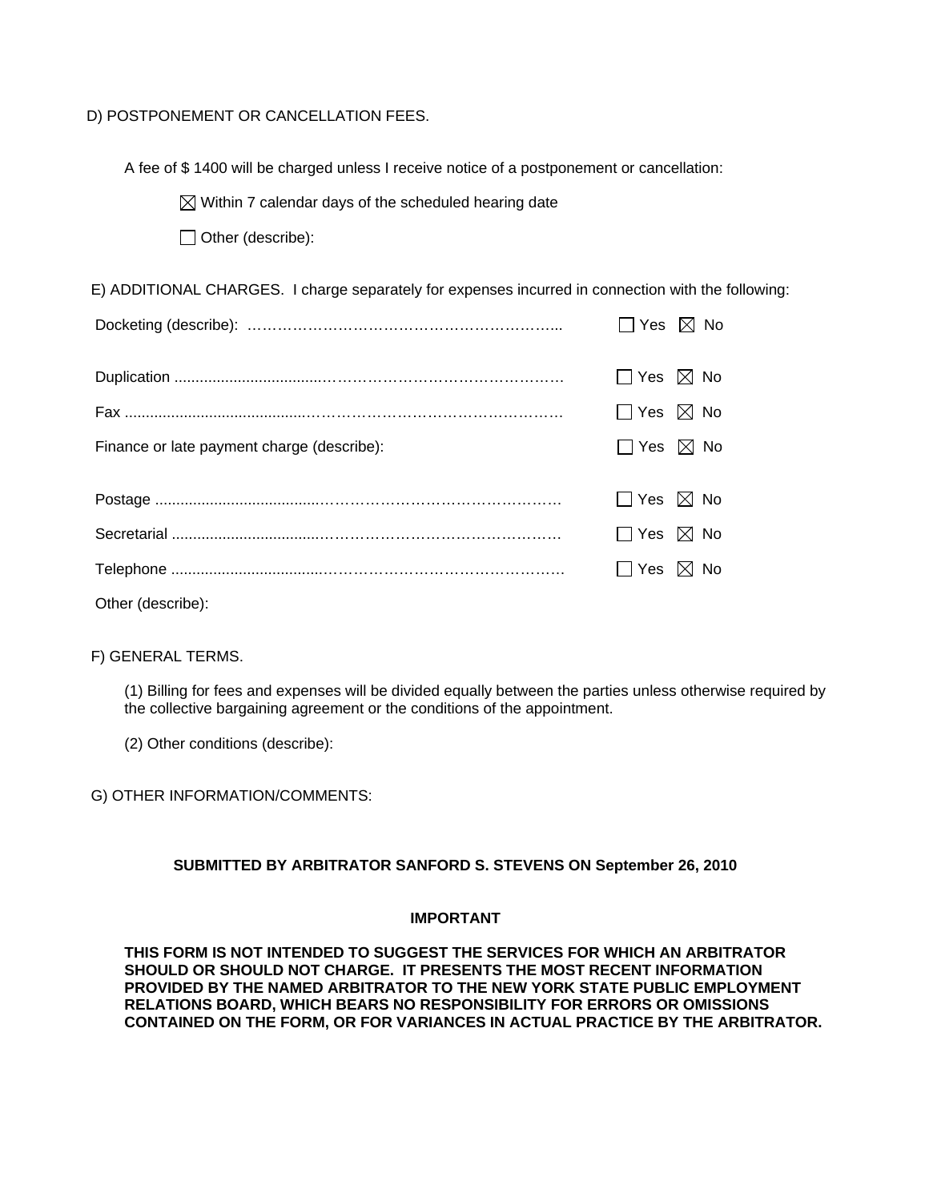D) POSTPONEMENT OR CANCELLATION FEES.

A fee of $ 1400 will be charged unless I receive notice of a postponement or cancellation:

☒ Within 7 calendar days of the scheduled hearing date

☐ Other (describe):

E) ADDITIONAL CHARGES. I charge separately for expenses incurred in connection with the following:

| | |
|---|---|
| Docketing (describe): ………………………………………………… | ☐ Yes ☒ No |
| Duplication …………………………………………………………… | ☐ Yes ☒ No |
| Fax ……………………………………………………………………… | ☐ Yes ☒ No |
| Finance or late payment charge (describe): | ☐ Yes ☒ No |
| Postage ………………………………………………………………… | ☐ Yes ☒ No |
| Secretarial …………………………………………………………… | ☐ Yes ☒ No |
| Telephone ……………………………………………………………… | ☐ Yes ☒ No |
| Other (describe): | |

F) GENERAL TERMS.

(1) Billing for fees and expenses will be divided equally between the parties unless otherwise required by the collective bargaining agreement or the conditions of the appointment.

(2) Other conditions (describe):

G) OTHER INFORMATION/COMMENTS:

**SUBMITTED BY ARBITRATOR SANFORD S. STEVENS ON September 26, 2010**

**IMPORTANT**

**THIS FORM IS NOT INTENDED TO SUGGEST THE SERVICES FOR WHICH AN ARBITRATOR SHOULD OR SHOULD NOT CHARGE. IT PRESENTS THE MOST RECENT INFORMATION PROVIDED BY THE NAMED ARBITRATOR TO THE NEW YORK STATE PUBLIC EMPLOYMENT RELATIONS BOARD, WHICH BEARS NO RESPONSIBILITY FOR ERRORS OR OMISSIONS CONTAINED ON THE FORM, OR FOR VARIANCES IN ACTUAL PRACTICE BY THE ARBITRATOR.**